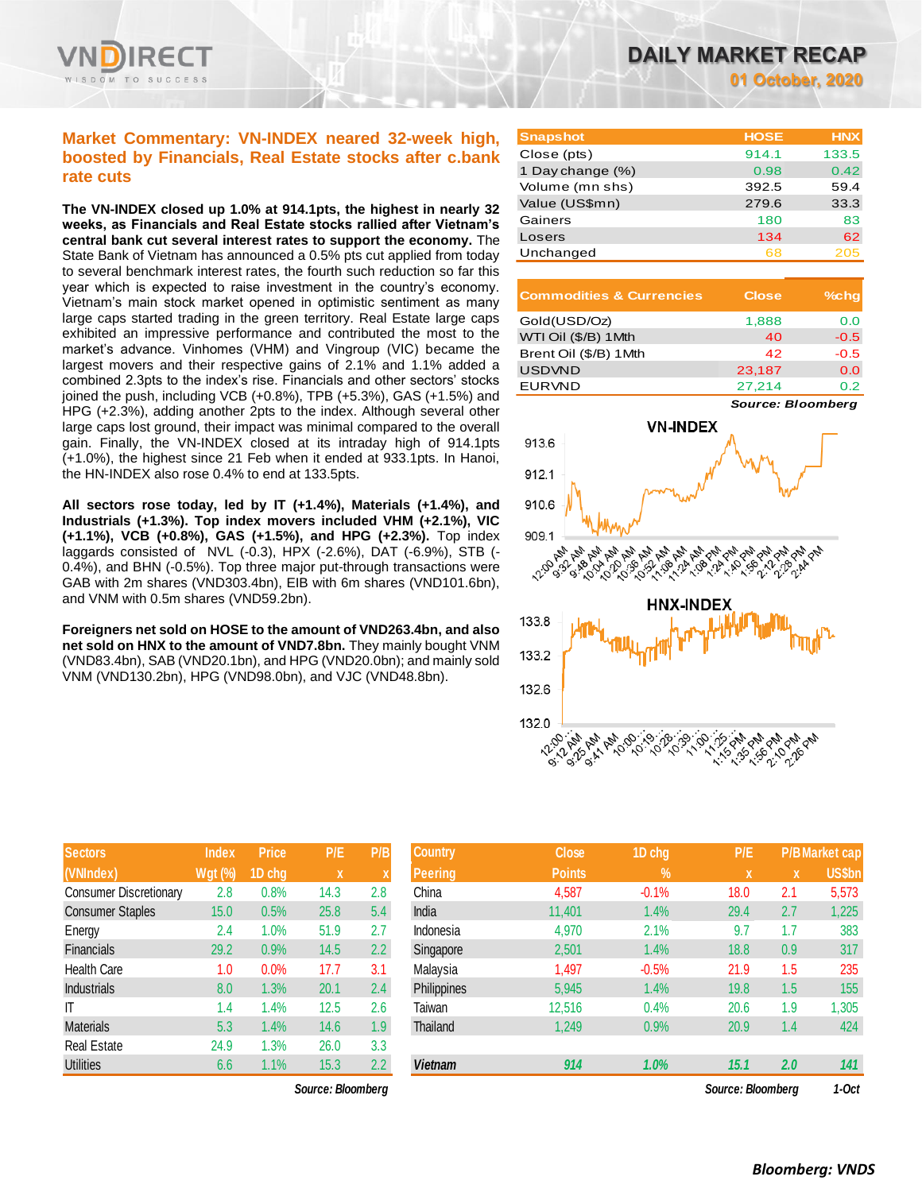# DAILY MARKET RECAP

**01 October, 2020**

## Market Commentary: VN-INDEX neared 32-week high, boosted by Financials, Real Estate stocks after c.bank rate cuts

**The VN-INDEX closed up 1.0% at 914.1pts, the highest in nearly 32 weeks, as Financials and Real Estate stocks rallied after Vietnam's central bank cut several interest rates to support the economy.** The State Bank of Vietnam has announced a 0.5% pts cut applied from today to several benchmark interest rates, the fourth such reduction so far this year which is expected to raise investment in the country's economy. Vietnam's main stock market opened in optimistic sentiment as many large caps started trading in the green territory. Real Estate large caps exhibited an impressive performance and contributed the most to the market's advance. Vinhomes (VHM) and Vingroup (VIC) became the largest movers and their respective gains of 2.1% and 1.1% added a combined 2.3pts to the index's rise. Financials and other sectors' stocks joined the push, including VCB (+0.8%), TPB (+5.3%), GAS (+1.5%) and HPG (+2.3%), adding another 2pts to the index. Although several other large caps lost ground, their impact was minimal compared to the overall gain. Finally, the VN-INDEX closed at its intraday high of 914.1pts (+1.0%), the highest since 21 Feb when it ended at 933.1pts. In Hanoi, the HN-INDEX also rose 0.4% to end at 133.5pts.

**All sectors rose today, led by IT (+1.4%), Materials (+1.4%), and Industrials (+1.3%). Top index movers included VHM (+2.1%), VIC (+1.1%), VCB (+0.8%), GAS (+1.5%), and HPG (+2.3%).** Top index laggards consisted of NVL (-0.3), HPX (-2.6%), DAT (-6.9%), STB (-0.4%), and BHN (-0.5%). Top three major put-through transactions were GAB with 2m shares (VND303.4bn), EIB with 6m shares (VND101.6bn), and VNM with 0.5m shares (VND59.2bn).

**Foreigners net sold on HOSE to the amount of VND263.4bn, and also net sold on HNX to the amount of VND7.8bn.** They mainly bought VNM (VND83.4bn), SAB (VND20.1bn), and HPG (VND20.0bn); and mainly sold VNM (VND130.2bn), HPG (VND98.0bn), and VJC (VND48.8bn).

| Snapshot | HOSE | HNX |
|---|---|---|
| Close (pts) | 914.1 | 133.5 |
| 1 Day change (%) | 0.98 | 0.42 |
| Volume (mn shs) | 392.5 | 59.4 |
| Value (US$mn) | 279.6 | 33.3 |
| Gainers | 180 | 83 |
| Losers | 134 | 62 |
| Unchanged | 68 | 205 |

| Commodities & Currencies | Close | %chg |
|---|---|---|
| Gold(USD/Oz) | 1,888 | 0.0 |
| WTI Oil ($/B) 1Mth | 40 | -0.5 |
| Brent Oil ($/B) 1Mth | 42 | -0.5 |
| USDVND | 23,187 | 0.0 |
| EURVND | 27,214 | 0.2 |

*Source: Bloomberg*

| Sectors (VNIndex) | Index Wgt (%) | Price 1D chg | P/E x | P/B x |
|---|---|---|---|---|
| Consumer Discretionary | 2.8 | 0.8% | 14.3 | 2.8 |
| Consumer Staples | 15.0 | 0.5% | 25.8 | 5.4 |
| Energy | 2.4 | 1.0% | 51.9 | 2.7 |
| Financials | 29.2 | 0.9% | 14.5 | 2.2 |
| Health Care | 1.0 | 0.0% | 17.7 | 3.1 |
| Industrials | 8.0 | 1.3% | 20.1 | 2.4 |
| IT | 1.4 | 1.4% | 12.5 | 2.6 |
| Materials | 5.3 | 1.4% | 14.6 | 1.9 |
| Real Estate | 24.9 | 1.3% | 26.0 | 3.3 |
| Utilities | 6.6 | 1.1% | 15.3 | 2.2 |

*Source: Bloomberg*

| Country Peering | Close Points | 1D chg % | P/E x | P/B x | Market cap US$bn |
|---|---|---|---|---|---|
| China | 4,587 | -0.1% | 18.0 | 2.1 | 5,573 |
| India | 11,401 | 1.4% | 29.4 | 2.7 | 1,225 |
| Indonesia | 4,970 | 2.1% | 9.7 | 1.7 | 383 |
| Singapore | 2,501 | 1.4% | 18.8 | 0.9 | 317 |
| Malaysia | 1,497 | -0.5% | 21.9 | 1.5 | 235 |
| Philippines | 5,945 | 1.4% | 19.8 | 1.5 | 155 |
| Taiwan | 12,516 | 0.4% | 20.6 | 1.9 | 1,305 |
| Thailand | 1,249 | 0.9% | 20.9 | 1.4 | 424 |
| **Vietnam** | **914** | **1.0%** | **15.1** | **2.0** | **141** |

*Source: Bloomberg* *1-Oct*

*Bloomberg: VNDS*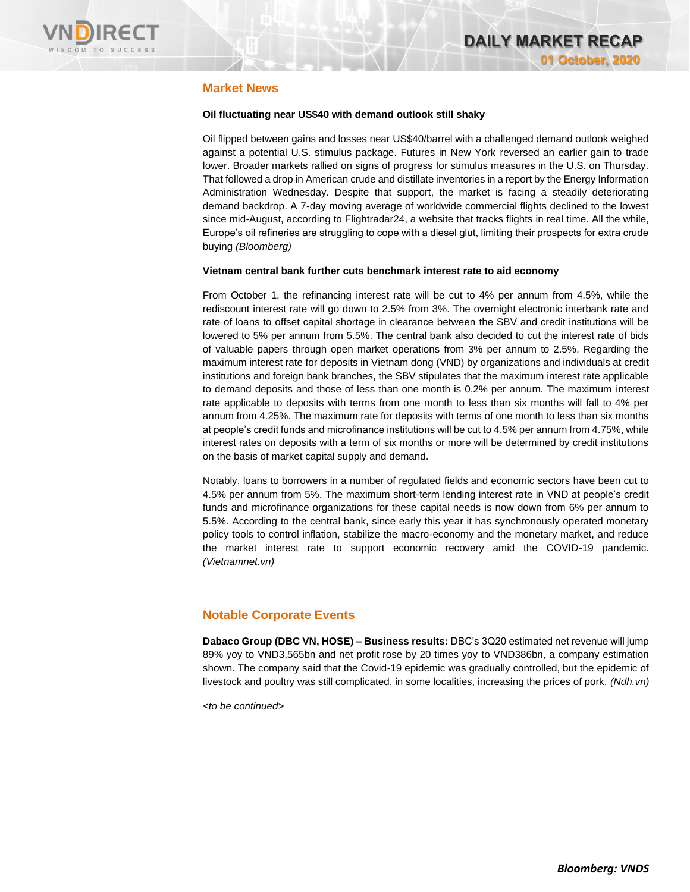## Market News

**Oil fluctuating near US$40 with demand outlook still shaky**

Oil flipped between gains and losses near US$40/barrel with a challenged demand outlook weighed against a potential U.S. stimulus package. Futures in New York reversed an earlier gain to trade lower. Broader markets rallied on signs of progress for stimulus measures in the U.S. on Thursday. That followed a drop in American crude and distillate inventories in a report by the Energy Information Administration Wednesday. Despite that support, the market is facing a steadily deteriorating demand backdrop. A 7-day moving average of worldwide commercial flights declined to the lowest since mid-August, according to Flightradar24, a website that tracks flights in real time. All the while, Europe's oil refineries are struggling to cope with a diesel glut, limiting their prospects for extra crude buying *(Bloomberg)*

**Vietnam central bank further cuts benchmark interest rate to aid economy**

From October 1, the refinancing interest rate will be cut to 4% per annum from 4.5%, while the rediscount interest rate will go down to 2.5% from 3%. The overnight electronic interbank rate and rate of loans to offset capital shortage in clearance between the SBV and credit institutions will be lowered to 5% per annum from 5.5%. The central bank also decided to cut the interest rate of bids of valuable papers through open market operations from 3% per annum to 2.5%. Regarding the maximum interest rate for deposits in Vietnam dong (VND) by organizations and individuals at credit institutions and foreign bank branches, the SBV stipulates that the maximum interest rate applicable to demand deposits and those of less than one month is 0.2% per annum. The maximum interest rate applicable to deposits with terms from one month to less than six months will fall to 4% per annum from 4.25%. The maximum rate for deposits with terms of one month to less than six months at people's credit funds and microfinance institutions will be cut to 4.5% per annum from 4.75%, while interest rates on deposits with a term of six months or more will be determined by credit institutions on the basis of market capital supply and demand.

Notably, loans to borrowers in a number of regulated fields and economic sectors have been cut to 4.5% per annum from 5%. The maximum short-term lending interest rate in VND at people's credit funds and microfinance organizations for these capital needs is now down from 6% per annum to 5.5%. According to the central bank, since early this year it has synchronously operated monetary policy tools to control inflation, stabilize the macro-economy and the monetary market, and reduce the market interest rate to support economic recovery amid the COVID-19 pandemic. *(Vietnamnet.vn)*

## Notable Corporate Events

**Dabaco Group (DBC VN, HOSE) – Business results:** DBC's 3Q20 estimated net revenue will jump 89% yoy to VND3,565bn and net profit rose by 20 times yoy to VND386bn, a company estimation shown. The company said that the Covid-19 epidemic was gradually controlled, but the epidemic of livestock and poultry was still complicated, in some localities, increasing the prices of pork. *(Ndh.vn)*

*<to be continued>*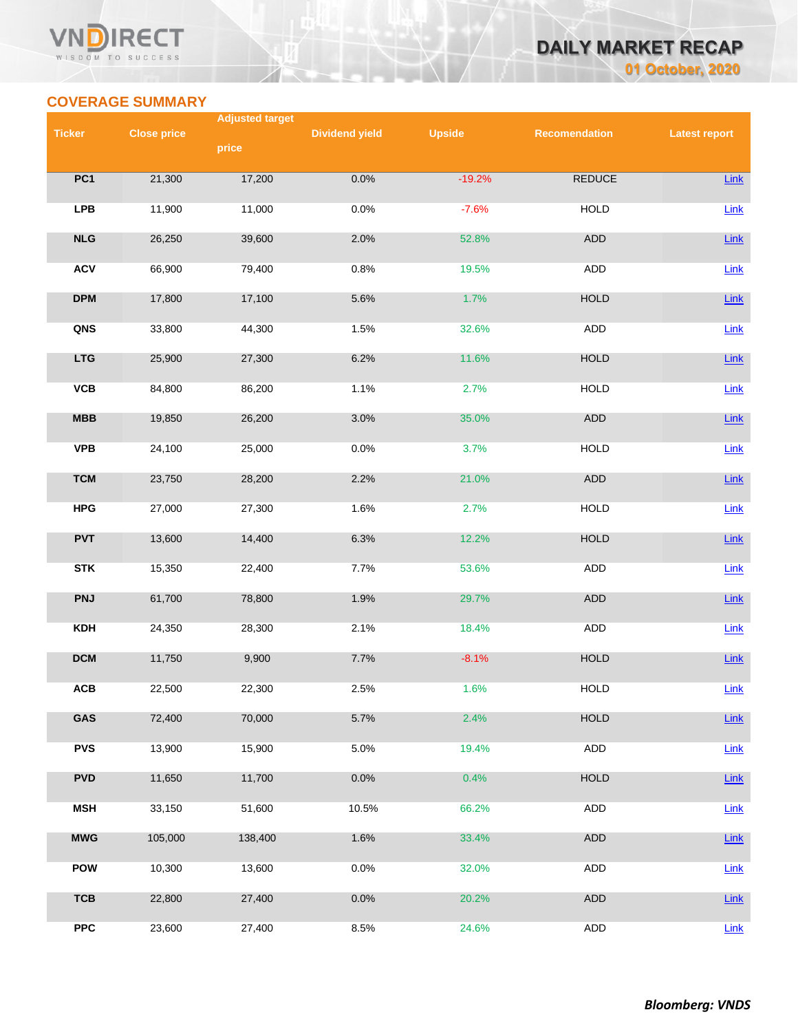## COVERAGE SUMMARY

| Ticker | Close price | Adjusted target price | Dividend yield | Upside | Recomendation | Latest report |
|---|---|---|---|---|---|---|
| PC1 | 21,300 | 17,200 | 0.0% | -19.2% | REDUCE | Link |
| LPB | 11,900 | 11,000 | 0.0% | -7.6% | HOLD | Link |
| NLG | 26,250 | 39,600 | 2.0% | 52.8% | ADD | Link |
| ACV | 66,900 | 79,400 | 0.8% | 19.5% | ADD | Link |
| DPM | 17,800 | 17,100 | 5.6% | 1.7% | HOLD | Link |
| QNS | 33,800 | 44,300 | 1.5% | 32.6% | ADD | Link |
| LTG | 25,900 | 27,300 | 6.2% | 11.6% | HOLD | Link |
| VCB | 84,800 | 86,200 | 1.1% | 2.7% | HOLD | Link |
| MBB | 19,850 | 26,200 | 3.0% | 35.0% | ADD | Link |
| VPB | 24,100 | 25,000 | 0.0% | 3.7% | HOLD | Link |
| TCM | 23,750 | 28,200 | 2.2% | 21.0% | ADD | Link |
| HPG | 27,000 | 27,300 | 1.6% | 2.7% | HOLD | Link |
| PVT | 13,600 | 14,400 | 6.3% | 12.2% | HOLD | Link |
| STK | 15,350 | 22,400 | 7.7% | 53.6% | ADD | Link |
| PNJ | 61,700 | 78,800 | 1.9% | 29.7% | ADD | Link |
| KDH | 24,350 | 28,300 | 2.1% | 18.4% | ADD | Link |
| DCM | 11,750 | 9,900 | 7.7% | -8.1% | HOLD | Link |
| ACB | 22,500 | 22,300 | 2.5% | 1.6% | HOLD | Link |
| GAS | 72,400 | 70,000 | 5.7% | 2.4% | HOLD | Link |
| PVS | 13,900 | 15,900 | 5.0% | 19.4% | ADD | Link |
| PVD | 11,650 | 11,700 | 0.0% | 0.4% | HOLD | Link |
| MSH | 33,150 | 51,600 | 10.5% | 66.2% | ADD | Link |
| MWG | 105,000 | 138,400 | 1.6% | 33.4% | ADD | Link |
| POW | 10,300 | 13,600 | 0.0% | 32.0% | ADD | Link |
| TCB | 22,800 | 27,400 | 0.0% | 20.2% | ADD | Link |
| PPC | 23,600 | 27,400 | 8.5% | 24.6% | ADD | Link |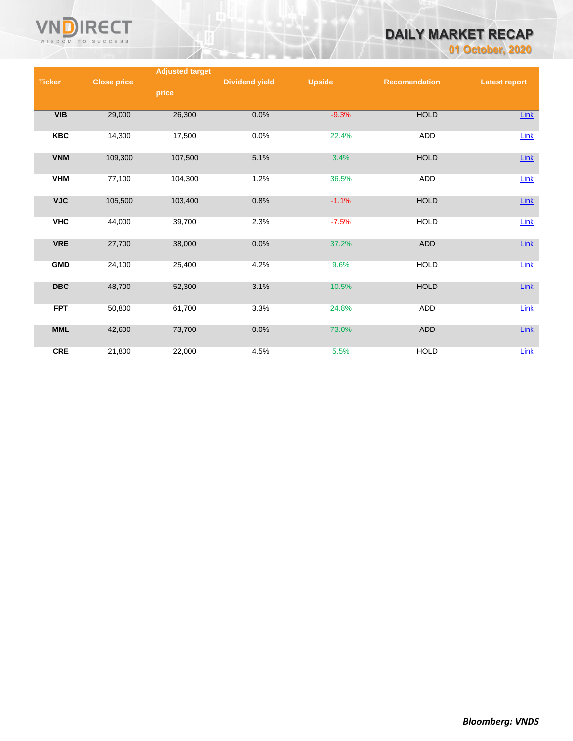| Ticker | Close price | Adjusted target price | Dividend yield | Upside | Recomendation | Latest report |
|---|---|---|---|---|---|---|
| VIB | 29,000 | 26,300 | 0.0% | -9.3% | HOLD | Link |
| KBC | 14,300 | 17,500 | 0.0% | 22.4% | ADD | Link |
| VNM | 109,300 | 107,500 | 5.1% | 3.4% | HOLD | Link |
| VHM | 77,100 | 104,300 | 1.2% | 36.5% | ADD | Link |
| VJC | 105,500 | 103,400 | 0.8% | -1.1% | HOLD | Link |
| VHC | 44,000 | 39,700 | 2.3% | -7.5% | HOLD | Link |
| VRE | 27,700 | 38,000 | 0.0% | 37.2% | ADD | Link |
| GMD | 24,100 | 25,400 | 4.2% | 9.6% | HOLD | Link |
| DBC | 48,700 | 52,300 | 3.1% | 10.5% | HOLD | Link |
| FPT | 50,800 | 61,700 | 3.3% | 24.8% | ADD | Link |
| MML | 42,600 | 73,700 | 0.0% | 73.0% | ADD | Link |
| CRE | 21,800 | 22,000 | 4.5% | 5.5% | HOLD | Link |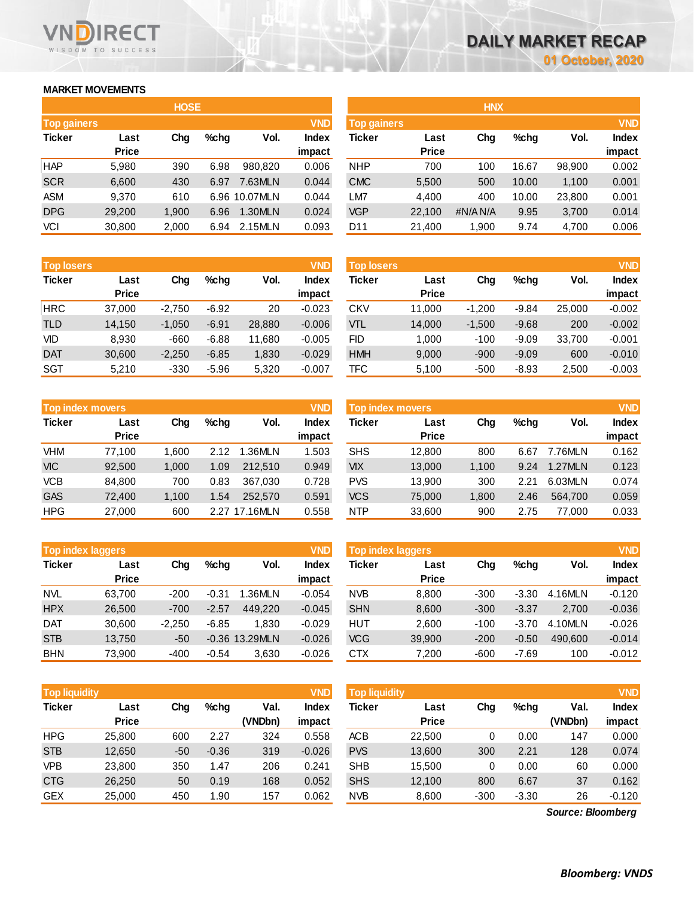# DAILY MARKET RECAP

01 October, 2020

## MARKET MOVEMENTS

### HOSE

**Top gainers** (VND)

| Ticker | Last Price | Chg | %chg | Vol. | Index impact |
|---|---|---|---|---|---|
| HAP | 5,980 | 390 | 6.98 | 980,820 | 0.006 |
| SCR | 6,600 | 430 | 6.97 | 7.63MLN | 0.044 |
| ASM | 9,370 | 610 | 6.96 | 10.07MLN | 0.044 |
| DPG | 29,200 | 1,900 | 6.96 | 1.30MLN | 0.024 |
| VCI | 30,800 | 2,000 | 6.94 | 2.15MLN | 0.093 |

**Top losers** (VND)

| Ticker | Last Price | Chg | %chg | Vol. | Index impact |
|---|---|---|---|---|---|
| HRC | 37,000 | -2,750 | -6.92 | 20 | -0.023 |
| TLD | 14,150 | -1,050 | -6.91 | 28,880 | -0.006 |
| VID | 8,930 | -660 | -6.88 | 11,680 | -0.005 |
| DAT | 30,600 | -2,250 | -6.85 | 1,830 | -0.029 |
| SGT | 5,210 | -330 | -5.96 | 5,320 | -0.007 |

**Top index movers** (VND)

| Ticker | Last Price | Chg | %chg | Vol. | Index impact |
|---|---|---|---|---|---|
| VHM | 77,100 | 1,600 | 2.12 | 1.36MLN | 1.503 |
| VIC | 92,500 | 1,000 | 1.09 | 212,510 | 0.949 |
| VCB | 84,800 | 700 | 0.83 | 367,030 | 0.728 |
| GAS | 72,400 | 1,100 | 1.54 | 252,570 | 0.591 |
| HPG | 27,000 | 600 | 2.27 | 17.16MLN | 0.558 |

**Top index laggers** (VND)

| Ticker | Last Price | Chg | %chg | Vol. | Index impact |
|---|---|---|---|---|---|
| NVL | 63,700 | -200 | -0.31 | 1.36MLN | -0.054 |
| HPX | 26,500 | -700 | -2.57 | 449,220 | -0.045 |
| DAT | 30,600 | -2,250 | -6.85 | 1,830 | -0.029 |
| STB | 13,750 | -50 | -0.36 | 13.29MLN | -0.026 |
| BHN | 73,900 | -400 | -0.54 | 3,630 | -0.026 |

**Top liquidity** (VND)

| Ticker | Last Price | Chg | %chg | Val. (VNDbn) | Index impact |
|---|---|---|---|---|---|
| HPG | 25,800 | 600 | 2.27 | 324 | 0.558 |
| STB | 12,650 | -50 | -0.36 | 319 | -0.026 |
| VPB | 23,800 | 350 | 1.47 | 206 | 0.241 |
| CTG | 26,250 | 50 | 0.19 | 168 | 0.052 |
| GEX | 25,000 | 450 | 1.90 | 157 | 0.062 |

### HNX

**Top gainers** (VND)

| Ticker | Last Price | Chg | %chg | Vol. | Index impact |
|---|---|---|---|---|---|
| NHP | 700 | 100 | 16.67 | 98,900 | 0.002 |
| CMC | 5,500 | 500 | 10.00 | 1,100 | 0.001 |
| LM7 | 4,400 | 400 | 10.00 | 23,800 | 0.001 |
| VGP | 22,100 | #N/A N/A | 9.95 | 3,700 | 0.014 |
| D11 | 21,400 | 1,900 | 9.74 | 4,700 | 0.006 |

**Top losers** (VND)

| Ticker | Last Price | Chg | %chg | Vol. | Index impact |
|---|---|---|---|---|---|
| CKV | 11,000 | -1,200 | -9.84 | 25,000 | -0.002 |
| VTL | 14,000 | -1,500 | -9.68 | 200 | -0.002 |
| FID | 1,000 | -100 | -9.09 | 33,700 | -0.001 |
| HMH | 9,000 | -900 | -9.09 | 600 | -0.010 |
| TFC | 5,100 | -500 | -8.93 | 2,500 | -0.003 |

**Top index movers** (VND)

| Ticker | Last Price | Chg | %chg | Vol. | Index impact |
|---|---|---|---|---|---|
| SHS | 12,800 | 800 | 6.67 | 7.76MLN | 0.162 |
| VIX | 13,000 | 1,100 | 9.24 | 1.27MLN | 0.123 |
| PVS | 13,900 | 300 | 2.21 | 6.03MLN | 0.074 |
| VCS | 75,000 | 1,800 | 2.46 | 564,700 | 0.059 |
| NTP | 33,600 | 900 | 2.75 | 77,000 | 0.033 |

**Top index laggers** (VND)

| Ticker | Last Price | Chg | %chg | Vol. | Index impact |
|---|---|---|---|---|---|
| NVB | 8,800 | -300 | -3.30 | 4.16MLN | -0.120 |
| SHN | 8,600 | -300 | -3.37 | 2,700 | -0.036 |
| HUT | 2,600 | -100 | -3.70 | 4.10MLN | -0.026 |
| VCG | 39,900 | -200 | -0.50 | 490,600 | -0.014 |
| CTX | 7,200 | -600 | -7.69 | 100 | -0.012 |

**Top liquidity** (VND)

| Ticker | Last Price | Chg | %chg | Val. (VNDbn) | Index impact |
|---|---|---|---|---|---|
| ACB | 22,500 | 0 | 0.00 | 147 | 0.000 |
| PVS | 13,600 | 300 | 2.21 | 128 | 0.074 |
| SHB | 15,500 | 0 | 0.00 | 60 | 0.000 |
| SHS | 12,100 | 800 | 6.67 | 37 | 0.162 |
| NVB | 8,600 | -300 | -3.30 | 26 | -0.120 |

*Source: Bloomberg*

***Bloomberg: VNDS***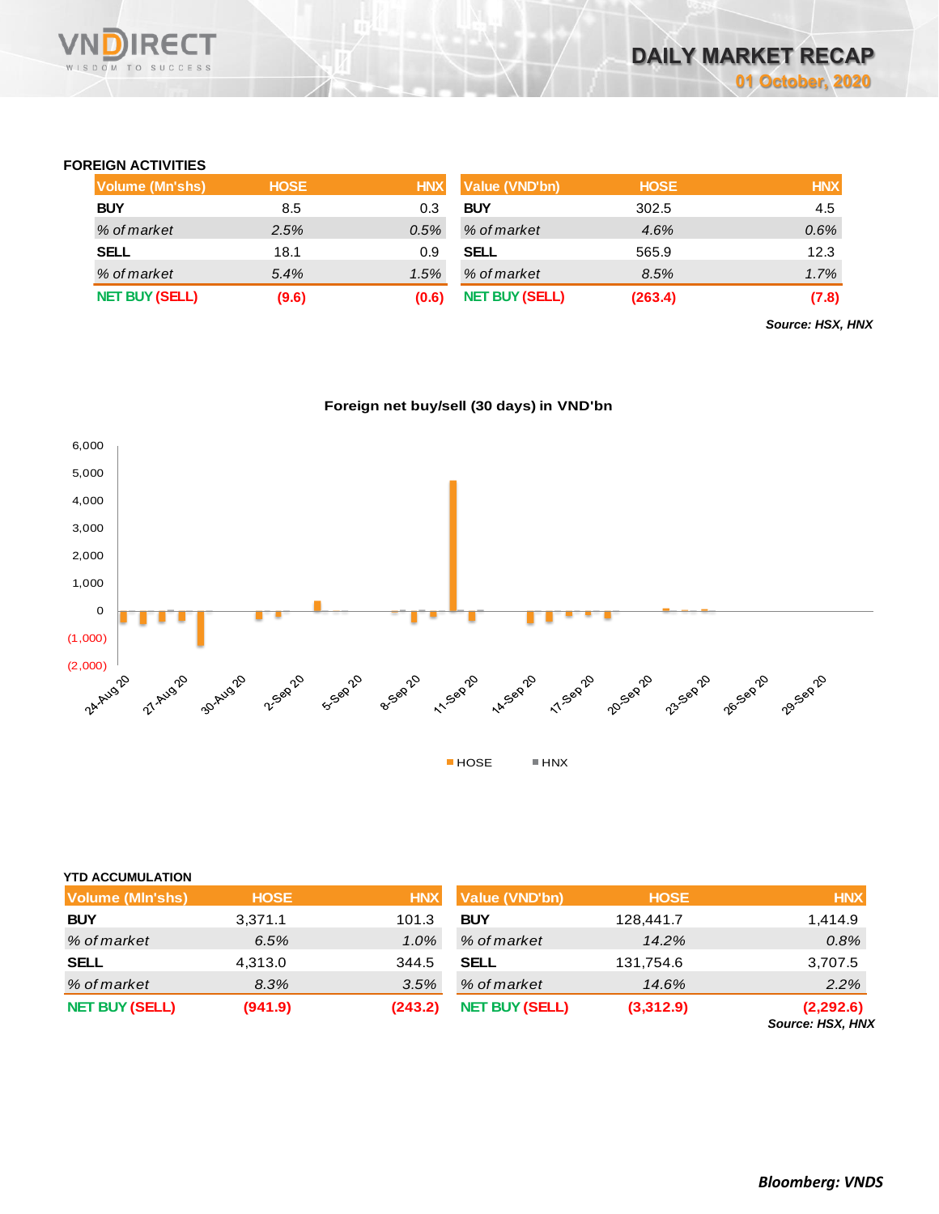## FOREIGN ACTIVITIES

| Volume (Mn'shs) | HOSE | HNX |
|---|---|---|
| **BUY** | 8.5 | 0.3 |
| *% of market* | *2.5%* | *0.5%* |
| **SELL** | 18.1 | 0.9 |
| *% of market* | *5.4%* | *1.5%* |
| **NET BUY (SELL)** | **(9.6)** | **(0.6)** |

| Value (VND'bn) | HOSE | HNX |
|---|---|---|
| **BUY** | 302.5 | 4.5 |
| *% of market* | *4.6%* | *0.6%* |
| **SELL** | 565.9 | 12.3 |
| *% of market* | *8.5%* | *1.7%* |
| **NET BUY (SELL)** | **(263.4)** | **(7.8)** |

***Source: HSX, HNX***

**Foreign net buy/sell (30 days) in VND'bn**

## YTD ACCUMULATION

| Volume (Mln'shs) | HOSE | HNX |
|---|---|---|
| **BUY** | 3,371.1 | 101.3 |
| *% of market* | *6.5%* | *1.0%* |
| **SELL** | 4,313.0 | 344.5 |
| *% of market* | *8.3%* | *3.5%* |
| **NET BUY (SELL)** | **(941.9)** | **(243.2)** |

| Value (VND'bn) | HOSE | HNX |
|---|---|---|
| **BUY** | 128,441.7 | 1,414.9 |
| *% of market* | *14.2%* | *0.8%* |
| **SELL** | 131,754.6 | 3,707.5 |
| *% of market* | *14.6%* | *2.2%* |
| **NET BUY (SELL)** | **(3,312.9)** | **(2,292.6)** |

***Source: HSX, HNX***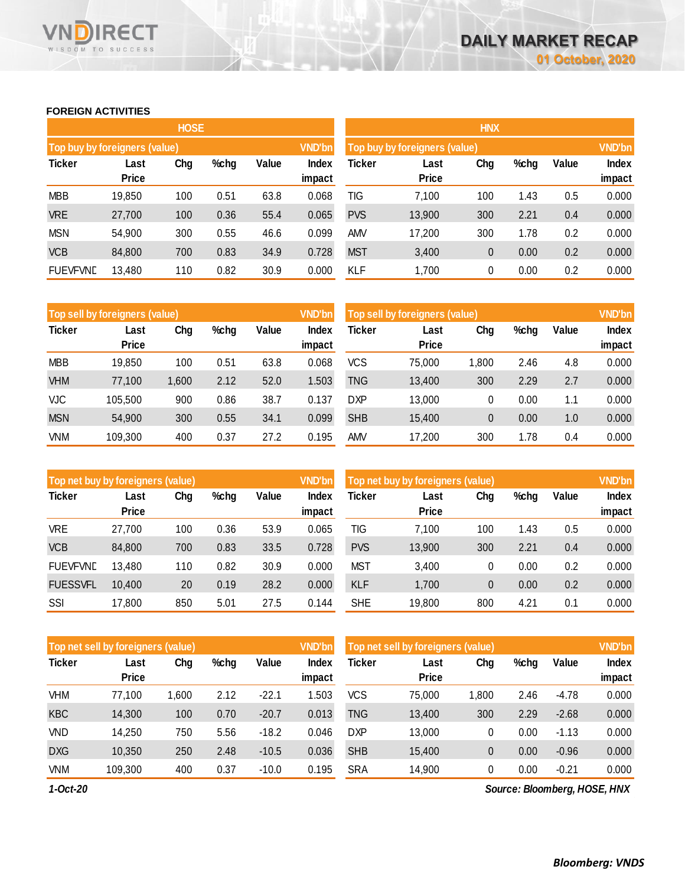## FOREIGN ACTIVITIES

### HOSE

| Top buy by foreigners (value) | | | | | VND'bn |
|---|---|---|---|---|---|
| Ticker | Last Price | Chg | %chg | Value | Index impact |
| MBB | 19,850 | 100 | 0.51 | 63.8 | 0.068 |
| VRE | 27,700 | 100 | 0.36 | 55.4 | 0.065 |
| MSN | 54,900 | 300 | 0.55 | 46.6 | 0.099 |
| VCB | 84,800 | 700 | 0.83 | 34.9 | 0.728 |
| FUEVFVND | 13,480 | 110 | 0.82 | 30.9 | 0.000 |

| Top sell by foreigners (value) | | | | | VND'bn |
|---|---|---|---|---|---|
| Ticker | Last Price | Chg | %chg | Value | Index impact |
| MBB | 19,850 | 100 | 0.51 | 63.8 | 0.068 |
| VHM | 77,100 | 1,600 | 2.12 | 52.0 | 1.503 |
| VJC | 105,500 | 900 | 0.86 | 38.7 | 0.137 |
| MSN | 54,900 | 300 | 0.55 | 34.1 | 0.099 |
| VNM | 109,300 | 400 | 0.37 | 27.2 | 0.195 |

| Top net buy by foreigners (value) | | | | | VND'bn |
|---|---|---|---|---|---|
| Ticker | Last Price | Chg | %chg | Value | Index impact |
| VRE | 27,700 | 100 | 0.36 | 53.9 | 0.065 |
| VCB | 84,800 | 700 | 0.83 | 33.5 | 0.728 |
| FUEVFVND | 13,480 | 110 | 0.82 | 30.9 | 0.000 |
| FUESSVFL | 10,400 | 20 | 0.19 | 28.2 | 0.000 |
| SSI | 17,800 | 850 | 5.01 | 27.5 | 0.144 |

| Top net sell by foreigners (value) | | | | | VND'bn |
|---|---|---|---|---|---|
| Ticker | Last Price | Chg | %chg | Value | Index impact |
| VHM | 77,100 | 1,600 | 2.12 | -22.1 | 1.503 |
| KBC | 14,300 | 100 | 0.70 | -20.7 | 0.013 |
| VND | 14,250 | 750 | 5.56 | -18.2 | 0.046 |
| DXG | 10,350 | 250 | 2.48 | -10.5 | 0.036 |
| VNM | 109,300 | 400 | 0.37 | -10.0 | 0.195 |

### HNX

| Top buy by foreigners (value) | | | | | VND'bn |
|---|---|---|---|---|---|
| Ticker | Last Price | Chg | %chg | Value | Index impact |
| TIG | 7,100 | 100 | 1.43 | 0.5 | 0.000 |
| PVS | 13,900 | 300 | 2.21 | 0.4 | 0.000 |
| AMV | 17,200 | 300 | 1.78 | 0.2 | 0.000 |
| MST | 3,400 | 0 | 0.00 | 0.2 | 0.000 |
| KLF | 1,700 | 0 | 0.00 | 0.2 | 0.000 |

| Top sell by foreigners (value) | | | | | VND'bn |
|---|---|---|---|---|---|
| Ticker | Last Price | Chg | %chg | Value | Index impact |
| VCS | 75,000 | 1,800 | 2.46 | 4.8 | 0.000 |
| TNG | 13,400 | 300 | 2.29 | 2.7 | 0.000 |
| DXP | 13,000 | 0 | 0.00 | 1.1 | 0.000 |
| SHB | 15,400 | 0 | 0.00 | 1.0 | 0.000 |
| AMV | 17,200 | 300 | 1.78 | 0.4 | 0.000 |

| Top net buy by foreigners (value) | | | | | VND'bn |
|---|---|---|---|---|---|
| Ticker | Last Price | Chg | %chg | Value | Index impact |
| TIG | 7,100 | 100 | 1.43 | 0.5 | 0.000 |
| PVS | 13,900 | 300 | 2.21 | 0.4 | 0.000 |
| MST | 3,400 | 0 | 0.00 | 0.2 | 0.000 |
| KLF | 1,700 | 0 | 0.00 | 0.2 | 0.000 |
| SHE | 19,800 | 800 | 4.21 | 0.1 | 0.000 |

| Top net sell by foreigners (value) | | | | | VND'bn |
|---|---|---|---|---|---|
| Ticker | Last Price | Chg | %chg | Value | Index impact |
| VCS | 75,000 | 1,800 | 2.46 | -4.78 | 0.000 |
| TNG | 13,400 | 300 | 2.29 | -2.68 | 0.000 |
| DXP | 13,000 | 0 | 0.00 | -1.13 | 0.000 |
| SHB | 15,400 | 0 | 0.00 | -0.96 | 0.000 |
| SRA | 14,900 | 0 | 0.00 | -0.21 | 0.000 |

*1-Oct-20*

*Source: Bloomberg, HOSE, HNX*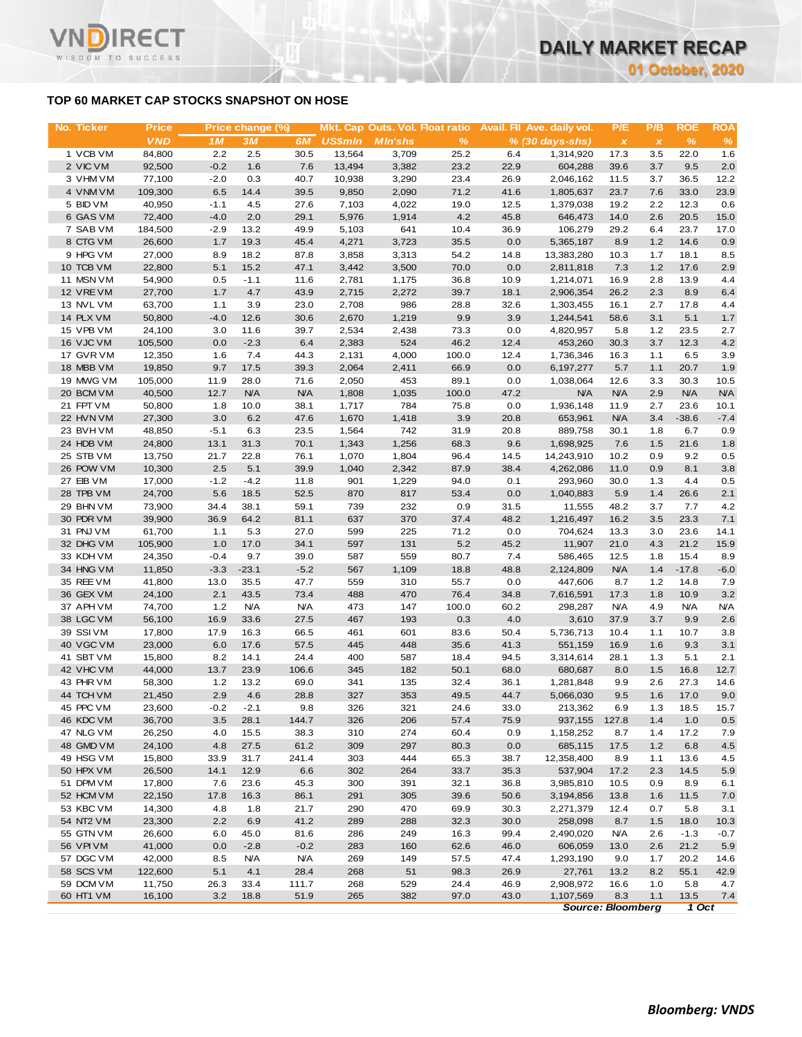## TOP 60 MARKET CAP STOCKS SNAPSHOT ON HOSE

| No. | Ticker | Price | Price change (%) | | | Mkt. Cap | Outs. Vol. | Float ratio | Avail. FII | Ave. daily vol. | P/E | P/B | ROE | ROA |
|---|---|---|---|---|---|---|---|---|---|---|---|---|---|---|
| | | VND | 1M | 3M | 6M | US$mln | Mln'shs | % | % | (30 days-shs) | x | x | % | % |
| 1 | VCB VM | 84,800 | 2.2 | 2.5 | 30.5 | 13,564 | 3,709 | 25.2 | 6.4 | 1,314,920 | 17.3 | 3.5 | 22.0 | 1.6 |
| 2 | VIC VM | 92,500 | -0.2 | 1.6 | 7.6 | 13,494 | 3,382 | 23.2 | 22.9 | 604,288 | 39.6 | 3.7 | 9.5 | 2.0 |
| 3 | VHM VM | 77,100 | -2.0 | 0.3 | 40.7 | 10,938 | 3,290 | 23.4 | 26.9 | 2,046,162 | 11.5 | 3.7 | 36.5 | 12.2 |
| 4 | VNM VM | 109,300 | 6.5 | 14.4 | 39.5 | 9,850 | 2,090 | 71.2 | 41.6 | 1,805,637 | 23.7 | 7.6 | 33.0 | 23.9 |
| 5 | BID VM | 40,950 | -1.1 | 4.5 | 27.6 | 7,103 | 4,022 | 19.0 | 12.5 | 1,379,038 | 19.2 | 2.2 | 12.3 | 0.6 |
| 6 | GAS VM | 72,400 | -4.0 | 2.0 | 29.1 | 5,976 | 1,914 | 4.2 | 45.8 | 646,473 | 14.0 | 2.6 | 20.5 | 15.0 |
| 7 | SAB VM | 184,500 | -2.9 | 13.2 | 49.9 | 5,103 | 641 | 10.4 | 36.9 | 106,279 | 29.2 | 6.4 | 23.7 | 17.0 |
| 8 | CTG VM | 26,600 | 1.7 | 19.3 | 45.4 | 4,271 | 3,723 | 35.5 | 0.0 | 5,365,187 | 8.9 | 1.2 | 14.6 | 0.9 |
| 9 | HPG VM | 27,000 | 8.9 | 18.2 | 87.8 | 3,858 | 3,313 | 54.2 | 14.8 | 13,383,280 | 10.3 | 1.7 | 18.1 | 8.5 |
| 10 | TCB VM | 22,800 | 5.1 | 15.2 | 47.1 | 3,442 | 3,500 | 70.0 | 0.0 | 2,811,818 | 7.3 | 1.2 | 17.6 | 2.9 |
| 11 | MSN VM | 54,900 | 0.5 | -1.1 | 11.6 | 2,781 | 1,175 | 36.8 | 10.9 | 1,214,071 | 16.9 | 2.8 | 13.9 | 4.4 |
| 12 | VRE VM | 27,700 | 1.7 | 4.7 | 43.9 | 2,715 | 2,272 | 39.7 | 18.1 | 2,906,354 | 26.2 | 2.3 | 8.9 | 6.4 |
| 13 | NVL VM | 63,700 | 1.1 | 3.9 | 23.0 | 2,708 | 986 | 28.8 | 32.6 | 1,303,455 | 16.1 | 2.7 | 17.8 | 4.4 |
| 14 | PLX VM | 50,800 | -4.0 | 12.6 | 30.6 | 2,670 | 1,219 | 9.9 | 3.9 | 1,244,541 | 58.6 | 3.1 | 5.1 | 1.7 |
| 15 | VPB VM | 24,100 | 3.0 | 11.6 | 39.7 | 2,534 | 2,438 | 73.3 | 0.0 | 4,820,957 | 5.8 | 1.2 | 23.5 | 2.7 |
| 16 | VJC VM | 105,500 | 0.0 | -2.3 | 6.4 | 2,383 | 524 | 46.2 | 12.4 | 453,260 | 30.3 | 3.7 | 12.3 | 4.2 |
| 17 | GVR VM | 12,350 | 1.6 | 7.4 | 44.3 | 2,131 | 4,000 | 100.0 | 12.4 | 1,736,346 | 16.3 | 1.1 | 6.5 | 3.9 |
| 18 | MBB VM | 19,850 | 9.7 | 17.5 | 39.3 | 2,064 | 2,411 | 66.9 | 0.0 | 6,197,277 | 5.7 | 1.1 | 20.7 | 1.9 |
| 19 | MWG VM | 105,000 | 11.9 | 28.0 | 71.6 | 2,050 | 453 | 89.1 | 0.0 | 1,038,064 | 12.6 | 3.3 | 30.3 | 10.5 |
| 20 | BCM VM | 40,500 | 12.7 | N/A | N/A | 1,808 | 1,035 | 100.0 | 47.2 | N/A | N/A | 2.9 | N/A | N/A |
| 21 | FPT VM | 50,800 | 1.8 | 10.0 | 38.1 | 1,717 | 784 | 75.8 | 0.0 | 1,936,148 | 11.9 | 2.7 | 23.6 | 10.1 |
| 22 | HVN VM | 27,300 | 3.0 | 6.2 | 47.6 | 1,670 | 1,418 | 3.9 | 20.8 | 653,961 | N/A | 3.4 | -38.6 | -7.4 |
| 23 | BVH VM | 48,850 | -5.1 | 6.3 | 23.5 | 1,564 | 742 | 31.9 | 20.8 | 889,758 | 30.1 | 1.8 | 6.7 | 0.9 |
| 24 | HDB VM | 24,800 | 13.1 | 31.3 | 70.1 | 1,343 | 1,256 | 68.3 | 9.6 | 1,698,925 | 7.6 | 1.5 | 21.6 | 1.8 |
| 25 | STB VM | 13,750 | 21.7 | 22.8 | 76.1 | 1,070 | 1,804 | 96.4 | 14.5 | 14,243,910 | 10.2 | 0.9 | 9.2 | 0.5 |
| 26 | POW VM | 10,300 | 2.5 | 5.1 | 39.9 | 1,040 | 2,342 | 87.9 | 38.4 | 4,262,086 | 11.0 | 0.9 | 8.1 | 3.8 |
| 27 | EIB VM | 17,000 | -1.2 | -4.2 | 11.8 | 901 | 1,229 | 94.0 | 0.1 | 293,960 | 30.0 | 1.3 | 4.4 | 0.5 |
| 28 | TPB VM | 24,700 | 5.6 | 18.5 | 52.5 | 870 | 817 | 53.4 | 0.0 | 1,040,883 | 5.9 | 1.4 | 26.6 | 2.1 |
| 29 | BHN VM | 73,900 | 34.4 | 38.1 | 59.1 | 739 | 232 | 0.9 | 31.5 | 11,555 | 48.2 | 3.7 | 7.7 | 4.2 |
| 30 | PDR VM | 39,900 | 36.9 | 64.2 | 81.1 | 637 | 370 | 37.4 | 48.2 | 1,216,497 | 16.2 | 3.5 | 23.3 | 7.1 |
| 31 | PNJ VM | 61,700 | 1.1 | 5.3 | 27.0 | 599 | 225 | 71.2 | 0.0 | 704,624 | 13.3 | 3.0 | 23.6 | 14.1 |
| 32 | DHG VM | 105,900 | 1.0 | 17.0 | 34.1 | 597 | 131 | 5.2 | 45.2 | 11,907 | 21.0 | 4.3 | 21.2 | 15.9 |
| 33 | KDH VM | 24,350 | -0.4 | 9.7 | 39.0 | 587 | 559 | 80.7 | 7.4 | 586,465 | 12.5 | 1.8 | 15.4 | 8.9 |
| 34 | HNG VM | 11,850 | -3.3 | -23.1 | -5.2 | 567 | 1,109 | 18.8 | 48.8 | 2,124,809 | N/A | 1.4 | -17.8 | -6.0 |
| 35 | REE VM | 41,800 | 13.0 | 35.5 | 47.7 | 559 | 310 | 55.7 | 0.0 | 447,606 | 8.7 | 1.2 | 14.8 | 7.9 |
| 36 | GEX VM | 24,100 | 2.1 | 43.5 | 73.4 | 488 | 470 | 76.4 | 34.8 | 7,616,591 | 17.3 | 1.8 | 10.9 | 3.2 |
| 37 | APH VM | 74,700 | 1.2 | N/A | N/A | 473 | 147 | 100.0 | 60.2 | 298,287 | N/A | 4.9 | N/A | N/A |
| 38 | LGC VM | 56,100 | 16.9 | 33.6 | 27.5 | 467 | 193 | 0.3 | 4.0 | 3,610 | 37.9 | 3.7 | 9.9 | 2.6 |
| 39 | SSI VM | 17,800 | 17.9 | 16.3 | 66.5 | 461 | 601 | 83.6 | 50.4 | 5,736,713 | 10.4 | 1.1 | 10.7 | 3.8 |
| 40 | VGC VM | 23,000 | 6.0 | 17.6 | 57.5 | 445 | 448 | 35.6 | 41.3 | 551,159 | 16.9 | 1.6 | 9.3 | 3.1 |
| 41 | SBT VM | 15,800 | 8.2 | 14.1 | 24.4 | 400 | 587 | 18.4 | 94.5 | 3,314,614 | 28.1 | 1.3 | 5.1 | 2.1 |
| 42 | VHC VM | 44,000 | 13.7 | 23.9 | 106.6 | 345 | 182 | 50.1 | 68.0 | 680,687 | 8.0 | 1.5 | 16.8 | 12.7 |
| 43 | PHR VM | 58,300 | 1.2 | 13.2 | 69.0 | 341 | 135 | 32.4 | 36.1 | 1,281,848 | 9.9 | 2.6 | 27.3 | 14.6 |
| 44 | TCH VM | 21,450 | 2.9 | 4.6 | 28.8 | 327 | 353 | 49.5 | 44.7 | 5,066,030 | 9.5 | 1.6 | 17.0 | 9.0 |
| 45 | PPC VM | 23,600 | -0.2 | -2.1 | 9.8 | 326 | 321 | 24.6 | 33.0 | 213,362 | 6.9 | 1.3 | 18.5 | 15.7 |
| 46 | KDC VM | 36,700 | 3.5 | 28.1 | 144.7 | 326 | 206 | 57.4 | 75.9 | 937,155 | 127.8 | 1.4 | 1.0 | 0.5 |
| 47 | NLG VM | 26,250 | 4.0 | 15.5 | 38.3 | 310 | 274 | 60.4 | 0.9 | 1,158,252 | 8.7 | 1.4 | 17.2 | 7.9 |
| 48 | GMD VM | 24,100 | 4.8 | 27.5 | 61.2 | 309 | 297 | 80.3 | 0.0 | 685,115 | 17.5 | 1.2 | 6.8 | 4.5 |
| 49 | HSG VM | 15,800 | 33.9 | 31.7 | 241.4 | 303 | 444 | 65.3 | 38.7 | 12,358,400 | 8.9 | 1.1 | 13.6 | 4.5 |
| 50 | HPX VM | 26,500 | 14.1 | 12.9 | 6.6 | 302 | 264 | 33.7 | 35.3 | 537,904 | 17.2 | 2.3 | 14.5 | 5.9 |
| 51 | DPM VM | 17,800 | 7.6 | 23.6 | 45.3 | 300 | 391 | 32.1 | 36.8 | 3,985,810 | 10.5 | 0.9 | 8.9 | 6.1 |
| 52 | HCM VM | 22,150 | 17.8 | 16.3 | 86.1 | 291 | 305 | 39.6 | 50.6 | 3,194,856 | 13.8 | 1.6 | 11.5 | 7.0 |
| 53 | KBC VM | 14,300 | 4.8 | 1.8 | 21.7 | 290 | 470 | 69.9 | 30.3 | 2,271,379 | 12.4 | 0.7 | 5.8 | 3.1 |
| 54 | NT2 VM | 23,300 | 2.2 | 6.9 | 41.2 | 289 | 288 | 32.3 | 30.0 | 258,098 | 8.7 | 1.5 | 18.0 | 10.3 |
| 55 | GTN VM | 26,600 | 6.0 | 45.0 | 81.6 | 286 | 249 | 16.3 | 99.4 | 2,490,020 | N/A | 2.6 | -1.3 | -0.7 |
| 56 | VPI VM | 41,000 | 0.0 | -2.8 | -0.2 | 283 | 160 | 62.6 | 46.0 | 606,059 | 13.0 | 2.6 | 21.2 | 5.9 |
| 57 | DGC VM | 42,000 | 8.5 | N/A | N/A | 269 | 149 | 57.5 | 47.4 | 1,293,190 | 9.0 | 1.7 | 20.2 | 14.6 |
| 58 | SCS VM | 122,600 | 5.1 | 4.1 | 28.4 | 268 | 51 | 98.3 | 26.9 | 27,761 | 13.2 | 8.2 | 55.1 | 42.9 |
| 59 | DCM VM | 11,750 | 26.3 | 33.4 | 111.7 | 268 | 529 | 24.4 | 46.9 | 2,908,972 | 16.6 | 1.0 | 5.8 | 4.7 |
| 60 | HT1 VM | 16,100 | 3.2 | 18.8 | 51.9 | 265 | 382 | 97.0 | 43.0 | 1,107,569 | 8.3 | 1.1 | 13.5 | 7.4 |

*Source: Bloomberg* *1 Oct*

***Bloomberg: VNDS***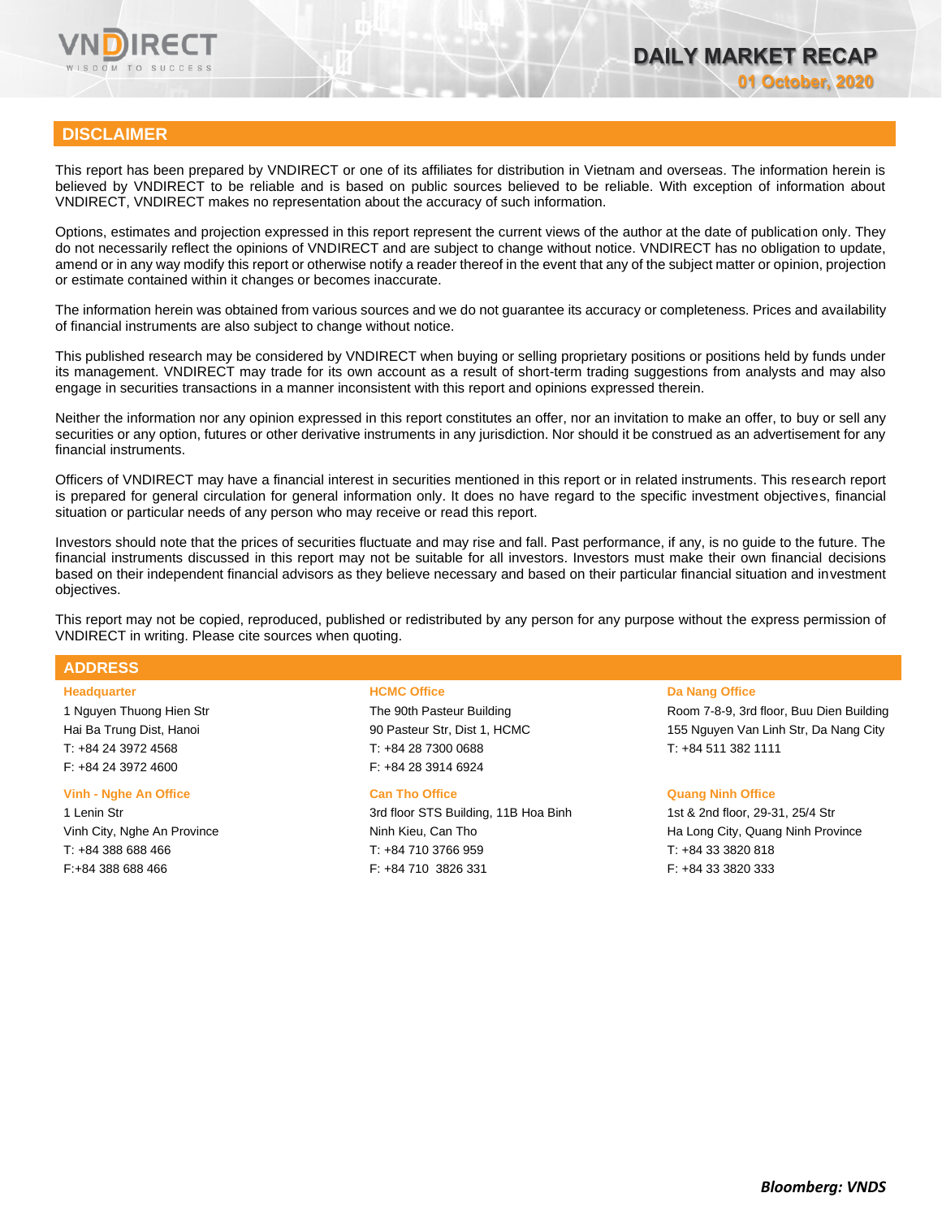## DISCLAIMER

This report has been prepared by VNDIRECT or one of its affiliates for distribution in Vietnam and overseas. The information herein is believed by VNDIRECT to be reliable and is based on public sources believed to be reliable. With exception of information about VNDIRECT, VNDIRECT makes no representation about the accuracy of such information.

Options, estimates and projection expressed in this report represent the current views of the author at the date of publication only. They do not necessarily reflect the opinions of VNDIRECT and are subject to change without notice. VNDIRECT has no obligation to update, amend or in any way modify this report or otherwise notify a reader thereof in the event that any of the subject matter or opinion, projection or estimate contained within it changes or becomes inaccurate.

The information herein was obtained from various sources and we do not guarantee its accuracy or completeness. Prices and availability of financial instruments are also subject to change without notice.

This published research may be considered by VNDIRECT when buying or selling proprietary positions or positions held by funds under its management. VNDIRECT may trade for its own account as a result of short-term trading suggestions from analysts and may also engage in securities transactions in a manner inconsistent with this report and opinions expressed therein.

Neither the information nor any opinion expressed in this report constitutes an offer, nor an invitation to make an offer, to buy or sell any securities or any option, futures or other derivative instruments in any jurisdiction. Nor should it be construed as an advertisement for any financial instruments.

Officers of VNDIRECT may have a financial interest in securities mentioned in this report or in related instruments. This research report is prepared for general circulation for general information only. It does no have regard to the specific investment objectives, financial situation or particular needs of any person who may receive or read this report.

Investors should note that the prices of securities fluctuate and may rise and fall. Past performance, if any, is no guide to the future. The financial instruments discussed in this report may not be suitable for all investors. Investors must make their own financial decisions based on their independent financial advisors as they believe necessary and based on their particular financial situation and investment objectives.

This report may not be copied, reproduced, published or redistributed by any person for any purpose without the express permission of VNDIRECT in writing. Please cite sources when quoting.

## ADDRESS

**Headquarter**
1 Nguyen Thuong Hien Str
Hai Ba Trung Dist, Hanoi
T: +84 24 3972 4568
F: +84 24 3972 4600

**HCMC Office**
The 90th Pasteur Building
90 Pasteur Str, Dist 1, HCMC
T: +84 28 7300 0688
F: +84 28 3914 6924

**Da Nang Office**
Room 7-8-9, 3rd floor, Buu Dien Building
155 Nguyen Van Linh Str, Da Nang City
T: +84 511 382 1111

**Vinh - Nghe An Office**
1 Lenin Str
Vinh City, Nghe An Province
T: +84 388 688 466
F:+84 388 688 466

**Can Tho Office**
3rd floor STS Building, 11B Hoa Binh
Ninh Kieu, Can Tho
T: +84 710 3766 959
F: +84 710 3826 331

**Quang Ninh Office**
1st & 2nd floor, 29-31, 25/4 Str
Ha Long City, Quang Ninh Province
T: +84 33 3820 818
F: +84 33 3820 333

***Bloomberg: VNDS***